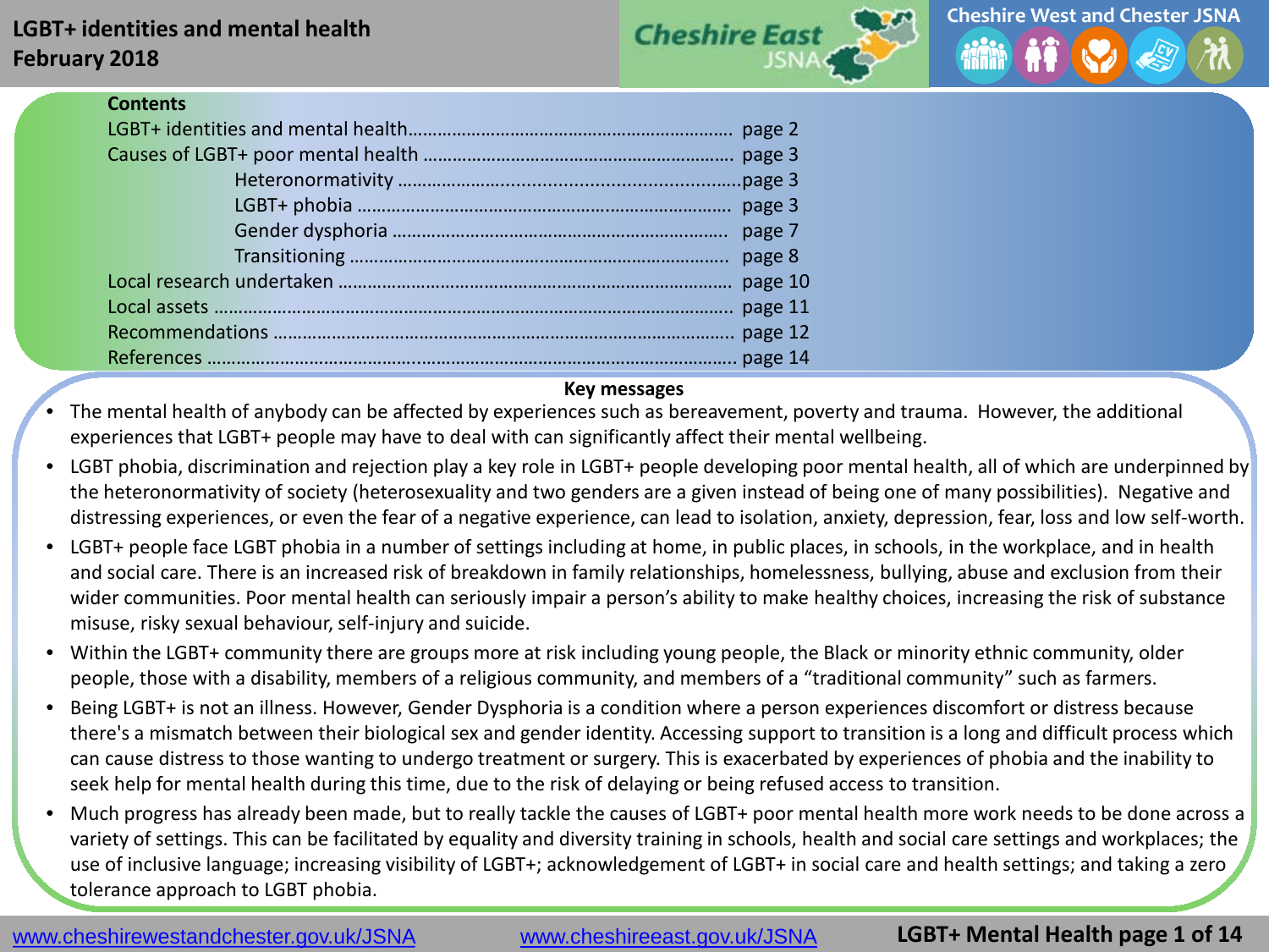# LGBT+ identities and mental health
**February 2018**

## Contents

| | |
|---|---|
| LGBT+ identities and mental health | page 2 |
| Causes of LGBT+ poor mental health | page 3 |
| Heteronormativity | page 3 |
| LGBT+ phobia | page 3 |
| Gender dysphoria | page 7 |
| Transitioning | page 8 |
| Local research undertaken | page 10 |
| Local assets | page 11 |
| Recommendations | page 12 |
| References | page 14 |

## Key messages

- The mental health of anybody can be affected by experiences such as bereavement, poverty and trauma. However, the additional experiences that LGBT+ people may have to deal with can significantly affect their mental wellbeing.
- LGBT phobia, discrimination and rejection play a key role in LGBT+ people developing poor mental health, all of which are underpinned by the heteronormativity of society (heterosexuality and two genders are a given instead of being one of many possibilities). Negative and distressing experiences, or even the fear of a negative experience, can lead to isolation, anxiety, depression, fear, loss and low self-worth.
- LGBT+ people face LGBT phobia in a number of settings including at home, in public places, in schools, in the workplace, and in health and social care. There is an increased risk of breakdown in family relationships, homelessness, bullying, abuse and exclusion from their wider communities. Poor mental health can seriously impair a person's ability to make healthy choices, increasing the risk of substance misuse, risky sexual behaviour, self-injury and suicide.
- Within the LGBT+ community there are groups more at risk including young people, the Black or minority ethnic community, older people, those with a disability, members of a religious community, and members of a "traditional community" such as farmers.
- Being LGBT+ is not an illness. However, Gender Dysphoria is a condition where a person experiences discomfort or distress because there's a mismatch between their biological sex and gender identity. Accessing support to transition is a long and difficult process which can cause distress to those wanting to undergo treatment or surgery. This is exacerbated by experiences of phobia and the inability to seek help for mental health during this time, due to the risk of delaying or being refused access to transition.
- Much progress has already been made, but to really tackle the causes of LGBT+ poor mental health more work needs to be done across a variety of settings. This can be facilitated by equality and diversity training in schools, health and social care settings and workplaces; the use of inclusive language; increasing visibility of LGBT+; acknowledgement of LGBT+ in social care and health settings; and taking a zero tolerance approach to LGBT phobia.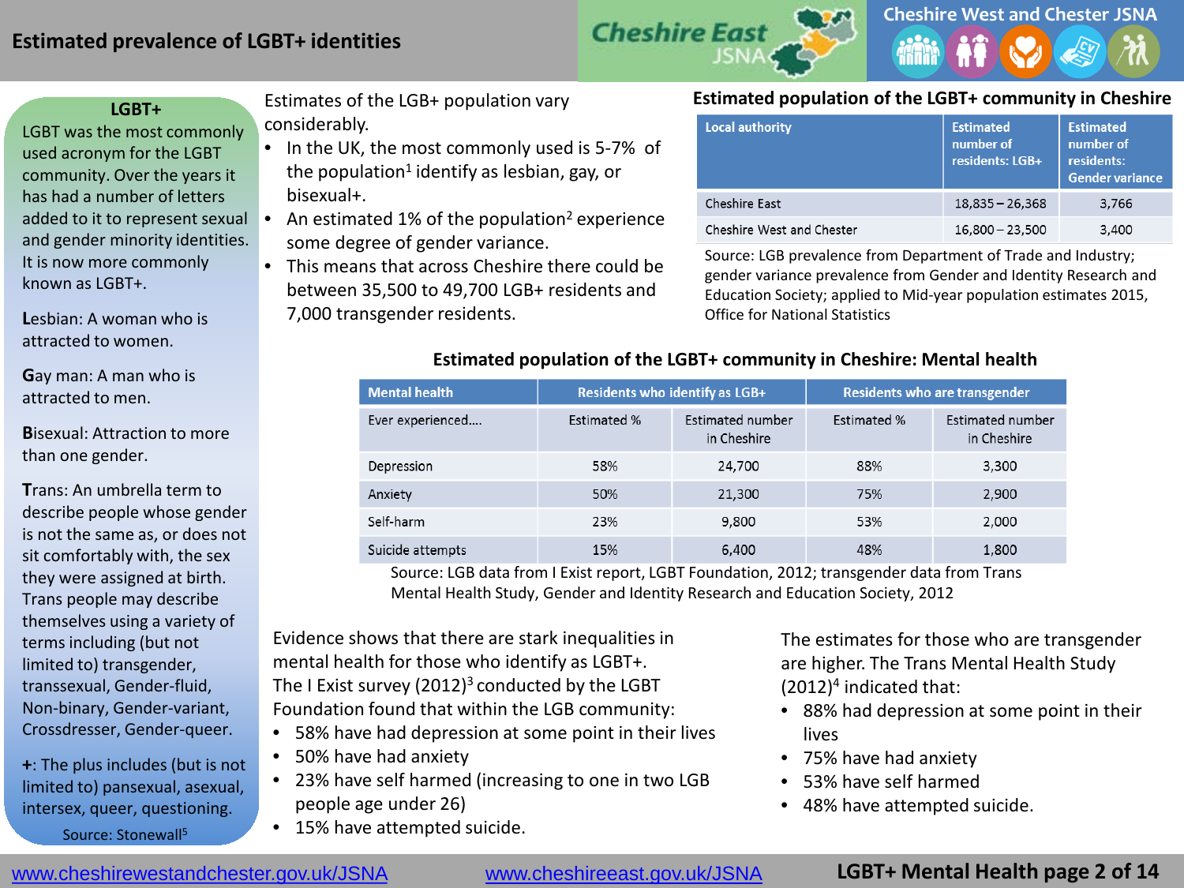# Estimated prevalence of LGBT+ identities

### LGBT+

LGBT was the most commonly used acronym for the LGBT community. Over the years it has had a number of letters added to it to represent sexual and gender minority identities. It is now more commonly known as LGBT+.

**L**esbian: A woman who is attracted to women.

**G**ay man: A man who is attracted to men.

**B**isexual: Attraction to more than one gender.

**T**rans: An umbrella term to describe people whose gender is not the same as, or does not sit comfortably with, the sex they were assigned at birth. Trans people may describe themselves using a variety of terms including (but not limited to) transgender, transsexual, Gender-fluid, Non-binary, Gender-variant, Crossdresser, Gender-queer.

**+**: The plus includes (but is not limited to) pansexual, asexual, intersex, queer, questioning.

Source: Stonewall[5]

Estimates of the LGB+ population vary considerably.

- In the UK, the most commonly used is 5-7% of the population[1] identify as lesbian, gay, or bisexual+.
- An estimated 1% of the population[2] experience some degree of gender variance.
- This means that across Cheshire there could be between 35,500 to 49,700 LGB+ residents and 7,000 transgender residents.

**Estimated population of the LGBT+ community in Cheshire**

| Local authority | Estimated number of residents: LGB+ | Estimated number of residents: Gender variance |
|---|---|---|
| Cheshire East | 18,835 – 26,368 | 3,766 |
| Cheshire West and Chester | 16,800 – 23,500 | 3,400 |

Source: LGB prevalence from Department of Trade and Industry; gender variance prevalence from Gender and Identity Research and Education Society; applied to Mid-year population estimates 2015, Office for National Statistics

**Estimated population of the LGBT+ community in Cheshire: Mental health**

| Mental health | Residents who identify as LGB+ | | Residents who are transgender | |
|---|---|---|---|---|
| Ever experienced…. | Estimated % | Estimated number in Cheshire | Estimated % | Estimated number in Cheshire |
| Depression | 58% | 24,700 | 88% | 3,300 |
| Anxiety | 50% | 21,300 | 75% | 2,900 |
| Self-harm | 23% | 9,800 | 53% | 2,000 |
| Suicide attempts | 15% | 6,400 | 48% | 1,800 |

Source: LGB data from I Exist report, LGBT Foundation, 2012; transgender data from Trans Mental Health Study, Gender and Identity Research and Education Society, 2012

Evidence shows that there are stark inequalities in mental health for those who identify as LGBT+. The I Exist survey (2012)[3] conducted by the LGBT Foundation found that within the LGB community:

- 58% have had depression at some point in their lives
- 50% have had anxiety
- 23% have self harmed (increasing to one in two LGB people age under 26)
- 15% have attempted suicide.

The estimates for those who are transgender are higher. The Trans Mental Health Study (2012)[4] indicated that:

- 88% had depression at some point in their lives
- 75% have had anxiety
- 53% have self harmed
- 48% have attempted suicide.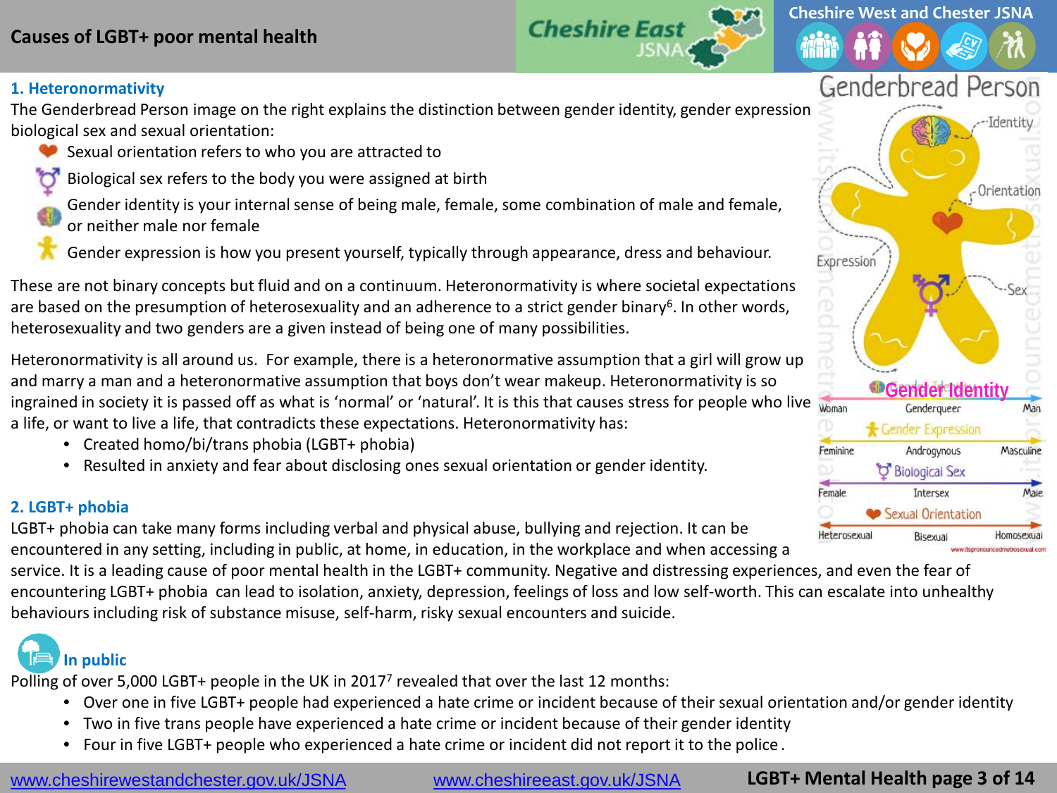# Causes of LGBT+ poor mental health

## 1. Heteronormativity

The Genderbread Person image on the right explains the distinction between gender identity, gender expression biological sex and sexual orientation:

- Sexual orientation refers to who you are attracted to
- Biological sex refers to the body you were assigned at birth
- Gender identity is your internal sense of being male, female, some combination of male and female, or neither male nor female
- Gender expression is how you present yourself, typically through appearance, dress and behaviour.

These are not binary concepts but fluid and on a continuum. Heteronormativity is where societal expectations are based on the presumption of heterosexuality and an adherence to a strict gender binary[6]. In other words, heterosexuality and two genders are a given instead of being one of many possibilities.

Heteronormativity is all around us. For example, there is a heteronormative assumption that a girl will grow up and marry a man and a heteronormative assumption that boys don't wear makeup. Heteronormativity is so ingrained in society it is passed off as what is 'normal' or 'natural'. It is this that causes stress for people who live a life, or want to live a life, that contradicts these expectations. Heteronormativity has:

- Created homo/bi/trans phobia (LGBT+ phobia)
- Resulted in anxiety and fear about disclosing ones sexual orientation or gender identity.

Genderbread Person

Identity — Orientation — Expression — Sex

Gender Identity: Woman — Genderqueer — Man

Gender Expression: Feminine — Androgynous — Masculine

Biological Sex: Female — Intersex — Male

Sexual Orientation: Heterosexual — Bisexual — Homosexual

www.itspronouncedmetrosexual.com

## 2. LGBT+ phobia

LGBT+ phobia can take many forms including verbal and physical abuse, bullying and rejection. It can be encountered in any setting, including in public, at home, in education, in the workplace and when accessing a service. It is a leading cause of poor mental health in the LGBT+ community. Negative and distressing experiences, and even the fear of encountering LGBT+ phobia can lead to isolation, anxiety, depression, feelings of loss and low self-worth. This can escalate into unhealthy behaviours including risk of substance misuse, self-harm, risky sexual encounters and suicide.

### In public

Polling of over 5,000 LGBT+ people in the UK in 2017[7] revealed that over the last 12 months:

- Over one in five LGBT+ people had experienced a hate crime or incident because of their sexual orientation and/or gender identity
- Two in five trans people have experienced a hate crime or incident because of their gender identity
- Four in five LGBT+ people who experienced a hate crime or incident did not report it to the police.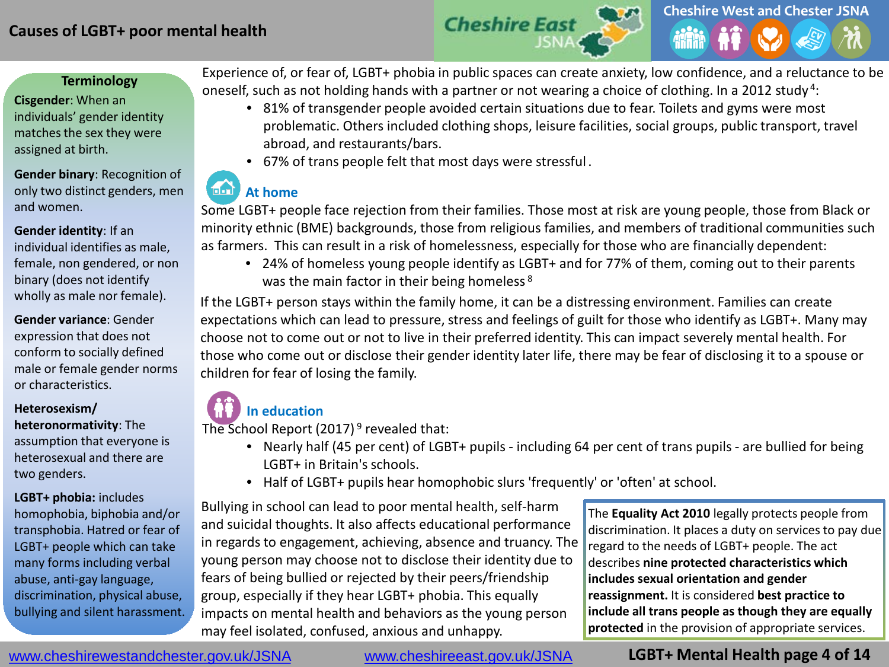# Causes of LGBT+ poor mental health

### Terminology

**Cisgender**: When an individuals' gender identity matches the sex they were assigned at birth.

**Gender binary**: Recognition of only two distinct genders, men and women.

**Gender identity**: If an individual identifies as male, female, non gendered, or non binary (does not identify wholly as male nor female).

**Gender variance**: Gender expression that does not conform to socially defined male or female gender norms or characteristics.

**Heterosexism/ heteronormativity**: The assumption that everyone is heterosexual and there are two genders.

**LGBT+ phobia:** includes homophobia, biphobia and/or transphobia. Hatred or fear of LGBT+ people which can take many forms including verbal abuse, anti-gay language, discrimination, physical abuse, bullying and silent harassment.

Experience of, or fear of, LGBT+ phobia in public spaces can create anxiety, low confidence, and a reluctance to be oneself, such as not holding hands with a partner or not wearing a choice of clothing. In a 2012 study[4]:

- 81% of transgender people avoided certain situations due to fear. Toilets and gyms were most problematic. Others included clothing shops, leisure facilities, social groups, public transport, travel abroad, and restaurants/bars.
- 67% of trans people felt that most days were stressful.

## At home

Some LGBT+ people face rejection from their families. Those most at risk are young people, those from Black or minority ethnic (BME) backgrounds, those from religious families, and members of traditional communities such as farmers. This can result in a risk of homelessness, especially for those who are financially dependent:

- 24% of homeless young people identify as LGBT+ and for 77% of them, coming out to their parents was the main factor in their being homeless[8]

If the LGBT+ person stays within the family home, it can be a distressing environment. Families can create expectations which can lead to pressure, stress and feelings of guilt for those who identify as LGBT+. Many may choose not to come out or not to live in their preferred identity. This can impact severely mental health. For those who come out or disclose their gender identity later life, there may be fear of disclosing it to a spouse or children for fear of losing the family.

## In education

The School Report (2017)[9] revealed that:

- Nearly half (45 per cent) of LGBT+ pupils - including 64 per cent of trans pupils - are bullied for being LGBT+ in Britain's schools.
- Half of LGBT+ pupils hear homophobic slurs 'frequently' or 'often' at school.

Bullying in school can lead to poor mental health, self-harm and suicidal thoughts. It also affects educational performance in regards to engagement, achieving, absence and truancy. The young person may choose not to disclose their identity due to fears of being bullied or rejected by their peers/friendship group, especially if they hear LGBT+ phobia. This equally impacts on mental health and behaviors as the young person may feel isolated, confused, anxious and unhappy.

The **Equality Act 2010** legally protects people from discrimination. It places a duty on services to pay due regard to the needs of LGBT+ people. The act describes **nine protected characteristics which includes sexual orientation and gender reassignment.** It is considered **best practice to include all trans people as though they are equally protected** in the provision of appropriate services.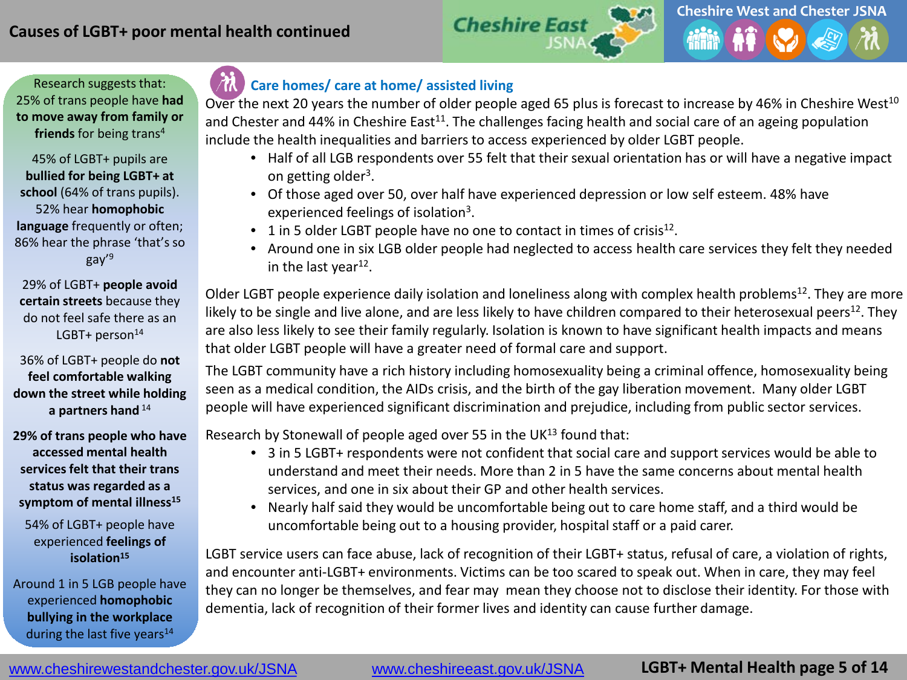## Causes of LGBT+ poor mental health continued

Research suggests that: 25% of trans people have **had to move away from family or friends** for being trans[4]

45% of LGBT+ pupils are **bullied for being LGBT+ at school** (64% of trans pupils). 52% hear **homophobic language** frequently or often; 86% hear the phrase 'that's so gay'[9]

29% of LGBT+ **people avoid certain streets** because they do not feel safe there as an LGBT+ person[14]

36% of LGBT+ people do **not feel comfortable walking down the street while holding a partners hand** [14]

**29% of trans people who have accessed mental health services felt that their trans status was regarded as a symptom of mental illness[15]**

54% of LGBT+ people have experienced **feelings of isolation[15]**

Around 1 in 5 LGB people have experienced **homophobic bullying in the workplace** during the last five years[14]

### Care homes/ care at home/ assisted living

Over the next 20 years the number of older people aged 65 plus is forecast to increase by 46% in Cheshire West[10] and Chester and 44% in Cheshire East[11]. The challenges facing health and social care of an ageing population include the health inequalities and barriers to access experienced by older LGBT people.

- Half of all LGB respondents over 55 felt that their sexual orientation has or will have a negative impact on getting older[3].
- Of those aged over 50, over half have experienced depression or low self esteem. 48% have experienced feelings of isolation[3].
- 1 in 5 older LGBT people have no one to contact in times of crisis[12].
- Around one in six LGB older people had neglected to access health care services they felt they needed in the last year[12].

Older LGBT people experience daily isolation and loneliness along with complex health problems[12]. They are more likely to be single and live alone, and are less likely to have children compared to their heterosexual peers[12]. They are also less likely to see their family regularly. Isolation is known to have significant health impacts and means that older LGBT people will have a greater need of formal care and support.

The LGBT community have a rich history including homosexuality being a criminal offence, homosexuality being seen as a medical condition, the AIDs crisis, and the birth of the gay liberation movement. Many older LGBT people will have experienced significant discrimination and prejudice, including from public sector services.

Research by Stonewall of people aged over 55 in the UK[13] found that:

- 3 in 5 LGBT+ respondents were not confident that social care and support services would be able to understand and meet their needs. More than 2 in 5 have the same concerns about mental health services, and one in six about their GP and other health services.
- Nearly half said they would be uncomfortable being out to care home staff, and a third would be uncomfortable being out to a housing provider, hospital staff or a paid carer.

LGBT service users can face abuse, lack of recognition of their LGBT+ status, refusal of care, a violation of rights, and encounter anti-LGBT+ environments. Victims can be too scared to speak out. When in care, they may feel they can no longer be themselves, and fear may mean they choose not to disclose their identity. For those with dementia, lack of recognition of their former lives and identity can cause further damage.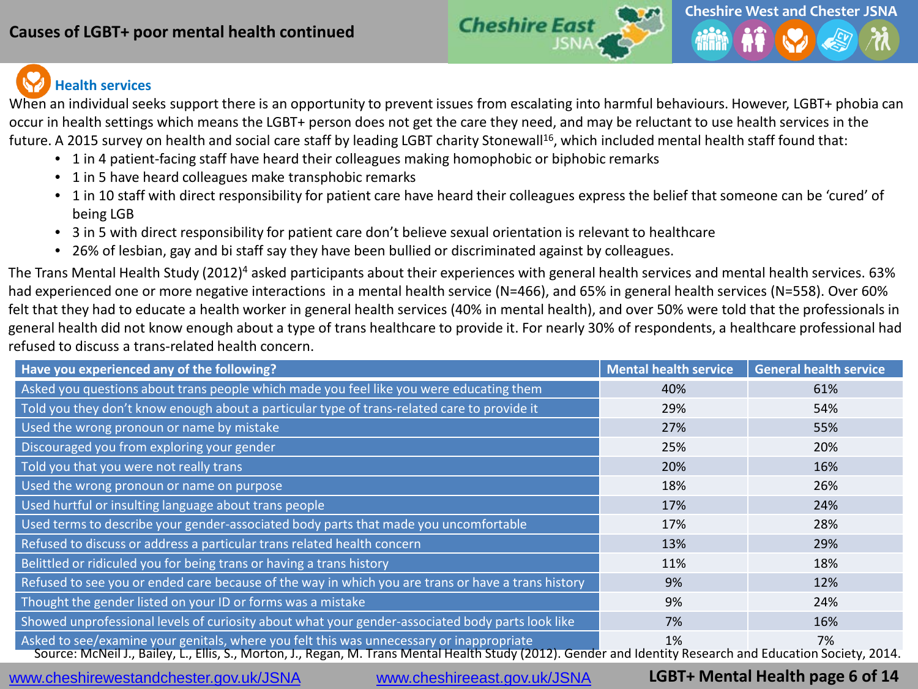# Causes of LGBT+ poor mental health continued

## Health services

When an individual seeks support there is an opportunity to prevent issues from escalating into harmful behaviours. However, LGBT+ phobia can occur in health settings which means the LGBT+ person does not get the care they need, and may be reluctant to use health services in the future. A 2015 survey on health and social care staff by leading LGBT charity Stonewall[16], which included mental health staff found that:

- 1 in 4 patient-facing staff have heard their colleagues making homophobic or biphobic remarks
- 1 in 5 have heard colleagues make transphobic remarks
- 1 in 10 staff with direct responsibility for patient care have heard their colleagues express the belief that someone can be 'cured' of being LGB
- 3 in 5 with direct responsibility for patient care don't believe sexual orientation is relevant to healthcare
- 26% of lesbian, gay and bi staff say they have been bullied or discriminated against by colleagues.

The Trans Mental Health Study (2012)[4] asked participants about their experiences with general health services and mental health services. 63% had experienced one or more negative interactions in a mental health service (N=466), and 65% in general health services (N=558). Over 60% felt that they had to educate a health worker in general health services (40% in mental health), and over 50% were told that the professionals in general health did not know enough about a type of trans healthcare to provide it. For nearly 30% of respondents, a healthcare professional had refused to discuss a trans-related health concern.

| Have you experienced any of the following? | Mental health service | General health service |
|---|---|---|
| Asked you questions about trans people which made you feel like you were educating them | 40% | 61% |
| Told you they don't know enough about a particular type of trans-related care to provide it | 29% | 54% |
| Used the wrong pronoun or name by mistake | 27% | 55% |
| Discouraged you from exploring your gender | 25% | 20% |
| Told you that you were not really trans | 20% | 16% |
| Used the wrong pronoun or name on purpose | 18% | 26% |
| Used hurtful or insulting language about trans people | 17% | 24% |
| Used terms to describe your gender-associated body parts that made you uncomfortable | 17% | 28% |
| Refused to discuss or address a particular trans related health concern | 13% | 29% |
| Belittled or ridiculed you for being trans or having a trans history | 11% | 18% |
| Refused to see you or ended care because of the way in which you are trans or have a trans history | 9% | 12% |
| Thought the gender listed on your ID or forms was a mistake | 9% | 24% |
| Showed unprofessional levels of curiosity about what your gender-associated body parts look like | 7% | 16% |
| Asked to see/examine your genitals, where you felt this was unnecessary or inappropriate | 1% | 7% |

Source: McNeil J., Bailey, L., Ellis, S., Morton, J., Regan, M. Trans Mental Health Study (2012). Gender and Identity Research and Education Society, 2014.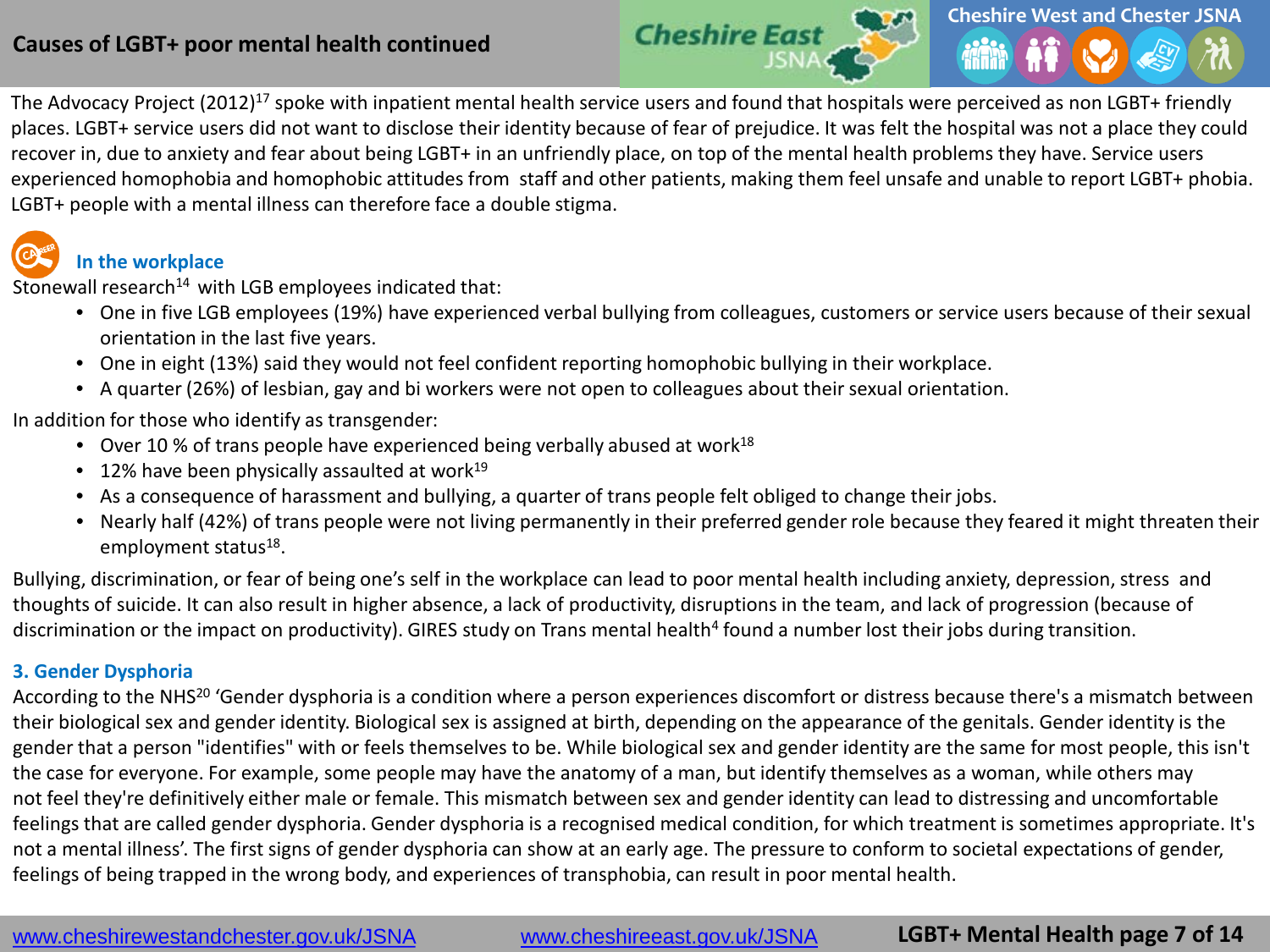## Causes of LGBT+ poor mental health continued

The Advocacy Project (2012)[17] spoke with inpatient mental health service users and found that hospitals were perceived as non LGBT+ friendly places. LGBT+ service users did not want to disclose their identity because of fear of prejudice. It was felt the hospital was not a place they could recover in, due to anxiety and fear about being LGBT+ in an unfriendly place, on top of the mental health problems they have. Service users experienced homophobia and homophobic attitudes from staff and other patients, making them feel unsafe and unable to report LGBT+ phobia. LGBT+ people with a mental illness can therefore face a double stigma.

### In the workplace

Stonewall research[14] with LGB employees indicated that:

- One in five LGB employees (19%) have experienced verbal bullying from colleagues, customers or service users because of their sexual orientation in the last five years.
- One in eight (13%) said they would not feel confident reporting homophobic bullying in their workplace.
- A quarter (26%) of lesbian, gay and bi workers were not open to colleagues about their sexual orientation.

In addition for those who identify as transgender:

- Over 10 % of trans people have experienced being verbally abused at work[18]
- 12% have been physically assaulted at work[19]
- As a consequence of harassment and bullying, a quarter of trans people felt obliged to change their jobs.
- Nearly half (42%) of trans people were not living permanently in their preferred gender role because they feared it might threaten their employment status[18].

Bullying, discrimination, or fear of being one's self in the workplace can lead to poor mental health including anxiety, depression, stress and thoughts of suicide. It can also result in higher absence, a lack of productivity, disruptions in the team, and lack of progression (because of discrimination or the impact on productivity). GIRES study on Trans mental health[4] found a number lost their jobs during transition.

### 3. Gender Dysphoria

According to the NHS[20] 'Gender dysphoria is a condition where a person experiences discomfort or distress because there's a mismatch between their biological sex and gender identity. Biological sex is assigned at birth, depending on the appearance of the genitals. Gender identity is the gender that a person "identifies" with or feels themselves to be. While biological sex and gender identity are the same for most people, this isn't the case for everyone. For example, some people may have the anatomy of a man, but identify themselves as a woman, while others may not feel they're definitively either male or female. This mismatch between sex and gender identity can lead to distressing and uncomfortable feelings that are called gender dysphoria. Gender dysphoria is a recognised medical condition, for which treatment is sometimes appropriate. It's not a mental illness'. The first signs of gender dysphoria can show at an early age. The pressure to conform to societal expectations of gender, feelings of being trapped in the wrong body, and experiences of transphobia, can result in poor mental health.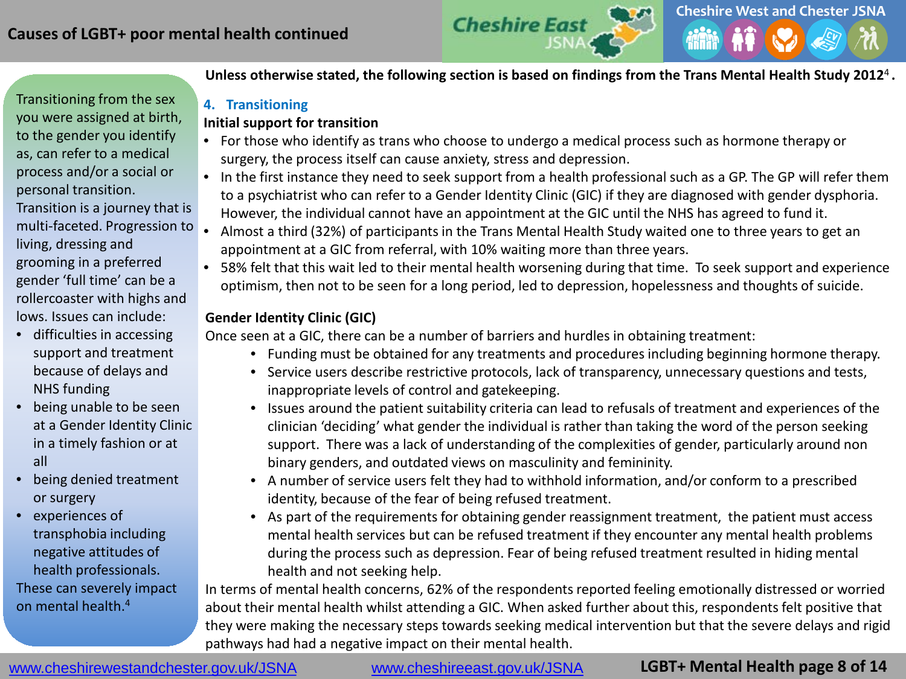# Causes of LGBT+ poor mental health continued

Transitioning from the sex you were assigned at birth, to the gender you identify as, can refer to a medical process and/or a social or personal transition. Transition is a journey that is multi-faceted. Progression to living, dressing and grooming in a preferred gender 'full time' can be a rollercoaster with highs and lows. Issues can include:

- difficulties in accessing support and treatment because of delays and NHS funding
- being unable to be seen at a Gender Identity Clinic in a timely fashion or at all
- being denied treatment or surgery
- experiences of transphobia including negative attitudes of health professionals.

These can severely impact on mental health.[4]

**Unless otherwise stated, the following section is based on findings from the Trans Mental Health Study 2012[4].**

## 4. Transitioning

**Initial support for transition**

- For those who identify as trans who choose to undergo a medical process such as hormone therapy or surgery, the process itself can cause anxiety, stress and depression.
- In the first instance they need to seek support from a health professional such as a GP. The GP will refer them to a psychiatrist who can refer to a Gender Identity Clinic (GIC) if they are diagnosed with gender dysphoria. However, the individual cannot have an appointment at the GIC until the NHS has agreed to fund it.
- Almost a third (32%) of participants in the Trans Mental Health Study waited one to three years to get an appointment at a GIC from referral, with 10% waiting more than three years.
- 58% felt that this wait led to their mental health worsening during that time. To seek support and experience optimism, then not to be seen for a long period, led to depression, hopelessness and thoughts of suicide.

**Gender Identity Clinic (GIC)**

Once seen at a GIC, there can be a number of barriers and hurdles in obtaining treatment:

- Funding must be obtained for any treatments and procedures including beginning hormone therapy.
- Service users describe restrictive protocols, lack of transparency, unnecessary questions and tests, inappropriate levels of control and gatekeeping.
- Issues around the patient suitability criteria can lead to refusals of treatment and experiences of the clinician 'deciding' what gender the individual is rather than taking the word of the person seeking support. There was a lack of understanding of the complexities of gender, particularly around non binary genders, and outdated views on masculinity and femininity.
- A number of service users felt they had to withhold information, and/or conform to a prescribed identity, because of the fear of being refused treatment.
- As part of the requirements for obtaining gender reassignment treatment, the patient must access mental health services but can be refused treatment if they encounter any mental health problems during the process such as depression. Fear of being refused treatment resulted in hiding mental health and not seeking help.

In terms of mental health concerns, 62% of the respondents reported feeling emotionally distressed or worried about their mental health whilst attending a GIC. When asked further about this, respondents felt positive that they were making the necessary steps towards seeking medical intervention but that the severe delays and rigid pathways had had a negative impact on their mental health.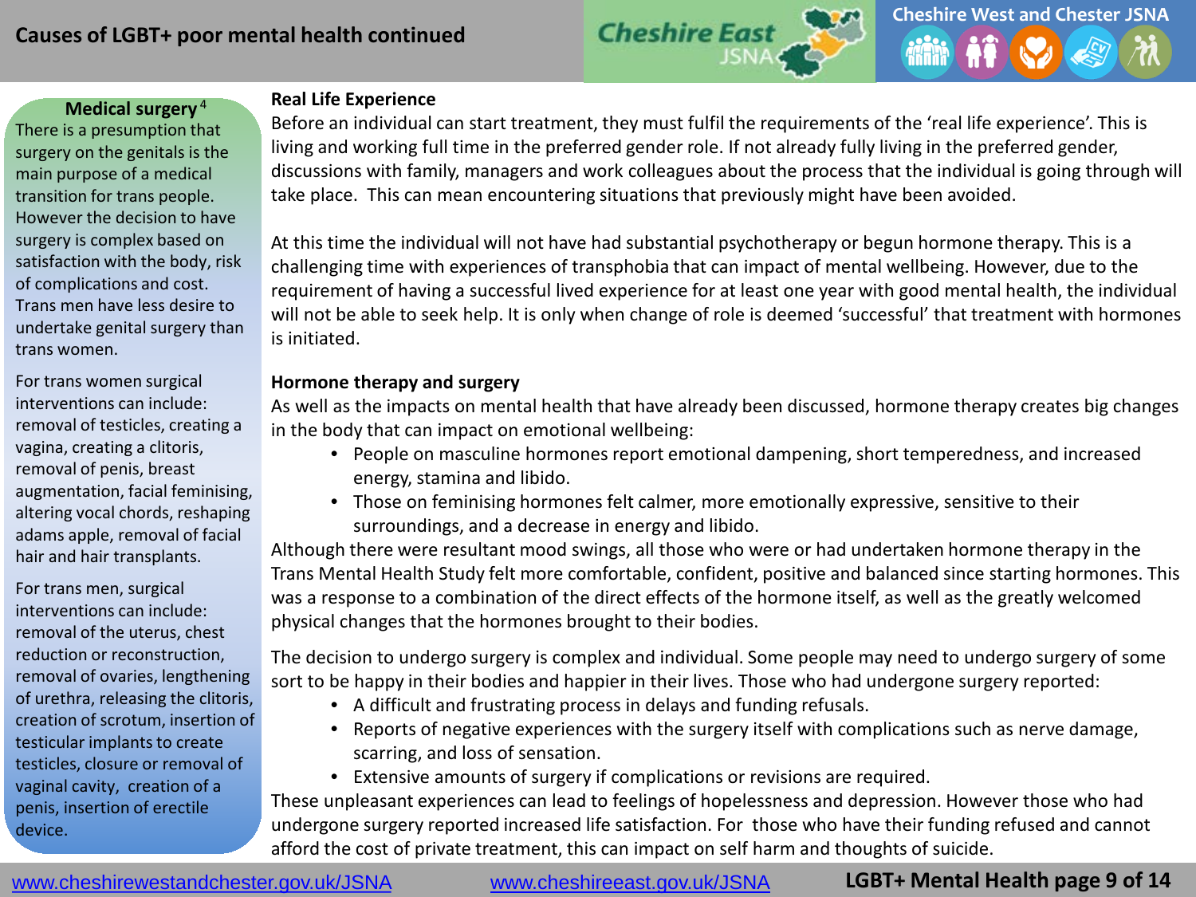# Causes of LGBT+ poor mental health continued

### Medical surgery [4]

There is a presumption that surgery on the genitals is the main purpose of a medical transition for trans people. However the decision to have surgery is complex based on satisfaction with the body, risk of complications and cost. Trans men have less desire to undertake genital surgery than trans women.

For trans women surgical interventions can include: removal of testicles, creating a vagina, creating a clitoris, removal of penis, breast augmentation, facial feminising, altering vocal chords, reshaping adams apple, removal of facial hair and hair transplants.

For trans men, surgical interventions can include: removal of the uterus, chest reduction or reconstruction, removal of ovaries, lengthening of urethra, releasing the clitoris, creation of scrotum, insertion of testicular implants to create testicles, closure or removal of vaginal cavity, creation of a penis, insertion of erectile device.

### Real Life Experience

Before an individual can start treatment, they must fulfil the requirements of the 'real life experience'. This is living and working full time in the preferred gender role. If not already fully living in the preferred gender, discussions with family, managers and work colleagues about the process that the individual is going through will take place. This can mean encountering situations that previously might have been avoided.

At this time the individual will not have had substantial psychotherapy or begun hormone therapy. This is a challenging time with experiences of transphobia that can impact of mental wellbeing. However, due to the requirement of having a successful lived experience for at least one year with good mental health, the individual will not be able to seek help. It is only when change of role is deemed 'successful' that treatment with hormones is initiated.

### Hormone therapy and surgery

As well as the impacts on mental health that have already been discussed, hormone therapy creates big changes in the body that can impact on emotional wellbeing:

- People on masculine hormones report emotional dampening, short temperedness, and increased energy, stamina and libido.
- Those on feminising hormones felt calmer, more emotionally expressive, sensitive to their surroundings, and a decrease in energy and libido.

Although there were resultant mood swings, all those who were or had undertaken hormone therapy in the Trans Mental Health Study felt more comfortable, confident, positive and balanced since starting hormones. This was a response to a combination of the direct effects of the hormone itself, as well as the greatly welcomed physical changes that the hormones brought to their bodies.

The decision to undergo surgery is complex and individual. Some people may need to undergo surgery of some sort to be happy in their bodies and happier in their lives. Those who had undergone surgery reported:

- A difficult and frustrating process in delays and funding refusals.
- Reports of negative experiences with the surgery itself with complications such as nerve damage, scarring, and loss of sensation.
- Extensive amounts of surgery if complications or revisions are required.

These unpleasant experiences can lead to feelings of hopelessness and depression. However those who had undergone surgery reported increased life satisfaction. For those who have their funding refused and cannot afford the cost of private treatment, this can impact on self harm and thoughts of suicide.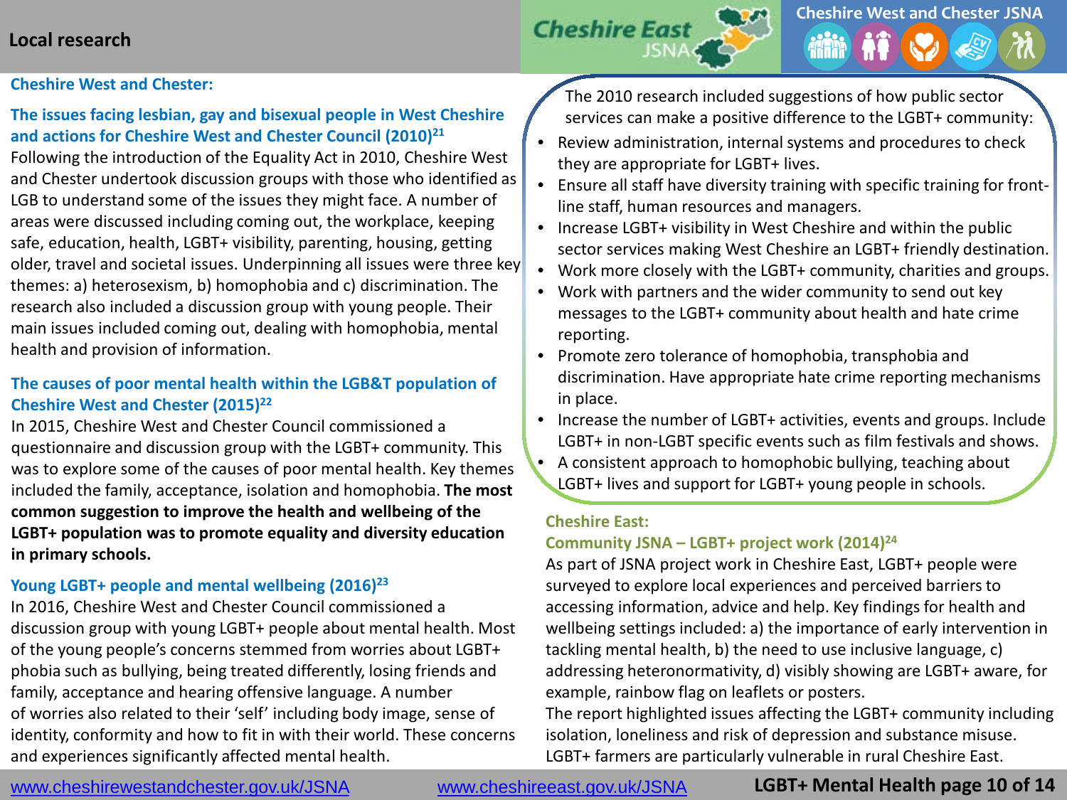## Local research

### Cheshire West and Chester:

### The issues facing lesbian, gay and bisexual people in West Cheshire and actions for Cheshire West and Chester Council (2010)[21]

Following the introduction of the Equality Act in 2010, Cheshire West and Chester undertook discussion groups with those who identified as LGB to understand some of the issues they might face. A number of areas were discussed including coming out, the workplace, keeping safe, education, health, LGBT+ visibility, parenting, housing, getting older, travel and societal issues. Underpinning all issues were three key themes: a) heterosexism, b) homophobia and c) discrimination. The research also included a discussion group with young people. Their main issues included coming out, dealing with homophobia, mental health and provision of information.

### The causes of poor mental health within the LGB&T population of Cheshire West and Chester (2015)[22]

In 2015, Cheshire West and Chester Council commissioned a questionnaire and discussion group with the LGBT+ community. This was to explore some of the causes of poor mental health. Key themes included the family, acceptance, isolation and homophobia. **The most common suggestion to improve the health and wellbeing of the LGBT+ population was to promote equality and diversity education in primary schools.**

### Young LGBT+ people and mental wellbeing (2016)[23]

In 2016, Cheshire West and Chester Council commissioned a discussion group with young LGBT+ people about mental health. Most of the young people's concerns stemmed from worries about LGBT+ phobia such as bullying, being treated differently, losing friends and family, acceptance and hearing offensive language. A number of worries also related to their 'self' including body image, sense of identity, conformity and how to fit in with their world. These concerns and experiences significantly affected mental health.

The 2010 research included suggestions of how public sector services can make a positive difference to the LGBT+ community:

- Review administration, internal systems and procedures to check they are appropriate for LGBT+ lives.
- Ensure all staff have diversity training with specific training for front-line staff, human resources and managers.
- Increase LGBT+ visibility in West Cheshire and within the public sector services making West Cheshire an LGBT+ friendly destination.
- Work more closely with the LGBT+ community, charities and groups.
- Work with partners and the wider community to send out key messages to the LGBT+ community about health and hate crime reporting.
- Promote zero tolerance of homophobia, transphobia and discrimination. Have appropriate hate crime reporting mechanisms in place.
- Increase the number of LGBT+ activities, events and groups. Include LGBT+ in non-LGBT specific events such as film festivals and shows.
- A consistent approach to homophobic bullying, teaching about LGBT+ lives and support for LGBT+ young people in schools.

### Cheshire East:

### Community JSNA – LGBT+ project work (2014)[24]

As part of JSNA project work in Cheshire East, LGBT+ people were surveyed to explore local experiences and perceived barriers to accessing information, advice and help. Key findings for health and wellbeing settings included: a) the importance of early intervention in tackling mental health, b) the need to use inclusive language, c) addressing heteronormativity, d) visibly showing are LGBT+ aware, for example, rainbow flag on leaflets or posters.

The report highlighted issues affecting the LGBT+ community including isolation, loneliness and risk of depression and substance misuse. LGBT+ farmers are particularly vulnerable in rural Cheshire East.

www.cheshirewestandchester.gov.uk/JSNA www.cheshireeast.gov.uk/JSNA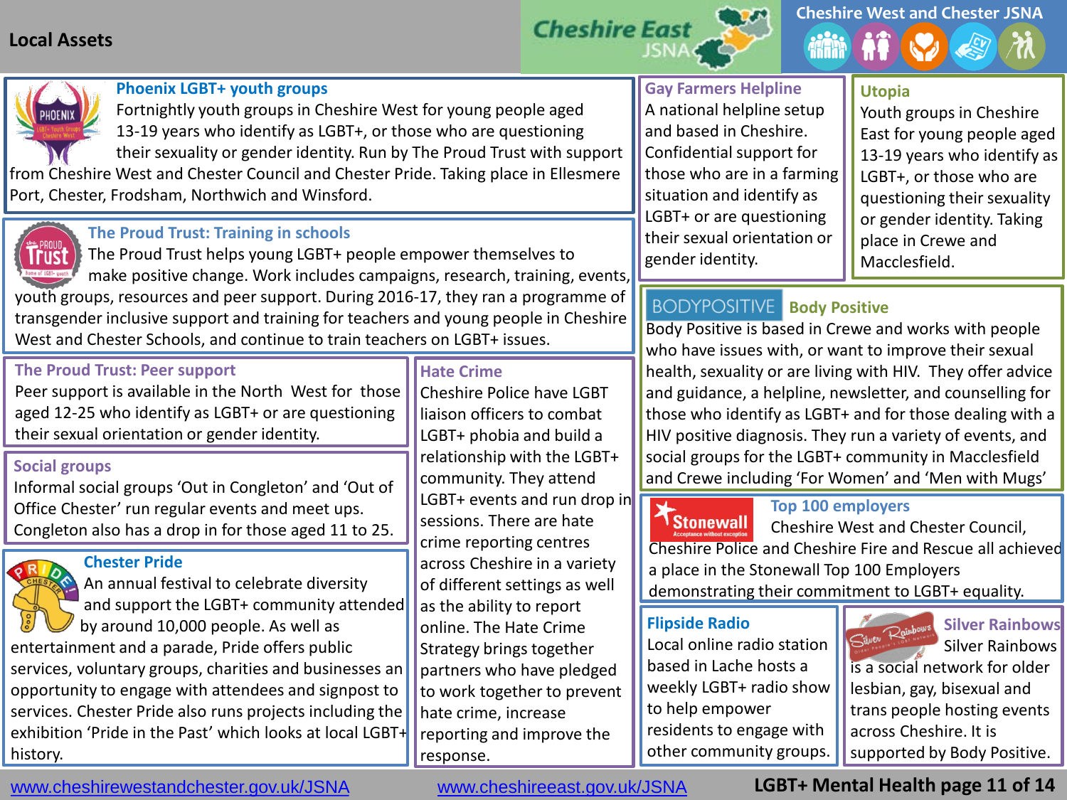# Local Assets

### Phoenix LGBT+ youth groups

Fortnightly youth groups in Cheshire West for young people aged 13-19 years who identify as LGBT+, or those who are questioning their sexuality or gender identity. Run by The Proud Trust with support from Cheshire West and Chester Council and Chester Pride. Taking place in Ellesmere Port, Chester, Frodsham, Northwich and Winsford.

### The Proud Trust: Training in schools

The Proud Trust helps young LGBT+ people empower themselves to make positive change. Work includes campaigns, research, training, events, youth groups, resources and peer support. During 2016-17, they ran a programme of transgender inclusive support and training for teachers and young people in Cheshire West and Chester Schools, and continue to train teachers on LGBT+ issues.

### The Proud Trust: Peer support

Peer support is available in the North West for those aged 12-25 who identify as LGBT+ or are questioning their sexual orientation or gender identity.

### Social groups

Informal social groups 'Out in Congleton' and 'Out of Office Chester' run regular events and meet ups. Congleton also has a drop in for those aged 11 to 25.

### Chester Pride

An annual festival to celebrate diversity and support the LGBT+ community attended by around 10,000 people. As well as entertainment and a parade, Pride offers public services, voluntary groups, charities and businesses an opportunity to engage with attendees and signpost to services. Chester Pride also runs projects including the exhibition 'Pride in the Past' which looks at local LGBT+ history.

### Hate Crime

Cheshire Police have LGBT liaison officers to combat LGBT+ phobia and build a relationship with the LGBT+ community. They attend LGBT+ events and run drop in sessions. There are hate crime reporting centres across Cheshire in a variety of different settings as well as the ability to report online. The Hate Crime Strategy brings together partners who have pledged to work together to prevent hate crime, increase reporting and improve the response.

### Gay Farmers Helpline

A national helpline setup and based in Cheshire. Confidential support for those who are in a farming situation and identify as LGBT+ or are questioning their sexual orientation or gender identity.

### Utopia

Youth groups in Cheshire East for young people aged 13-19 years who identify as LGBT+, or those who are questioning their sexuality or gender identity. Taking place in Crewe and Macclesfield.

### Body Positive

Body Positive is based in Crewe and works with people who have issues with, or want to improve their sexual health, sexuality or are living with HIV. They offer advice and guidance, a helpline, newsletter, and counselling for those who identify as LGBT+ and for those dealing with a HIV positive diagnosis. They run a variety of events, and social groups for the LGBT+ community in Macclesfield and Crewe including 'For Women' and 'Men with Mugs'

### Top 100 employers

Cheshire West and Chester Council, Cheshire Police and Cheshire Fire and Rescue all achieved a place in the Stonewall Top 100 Employers demonstrating their commitment to LGBT+ equality.

### Flipside Radio

Local online radio station based in Lache hosts a weekly LGBT+ radio show to help empower residents to engage with other community groups.

### Silver Rainbows

Silver Rainbows is a social network for older lesbian, gay, bisexual and trans people hosting events across Cheshire. It is supported by Body Positive.

www.cheshirewestandchester.gov.uk/JSNA    www.cheshireeast.gov.uk/JSNA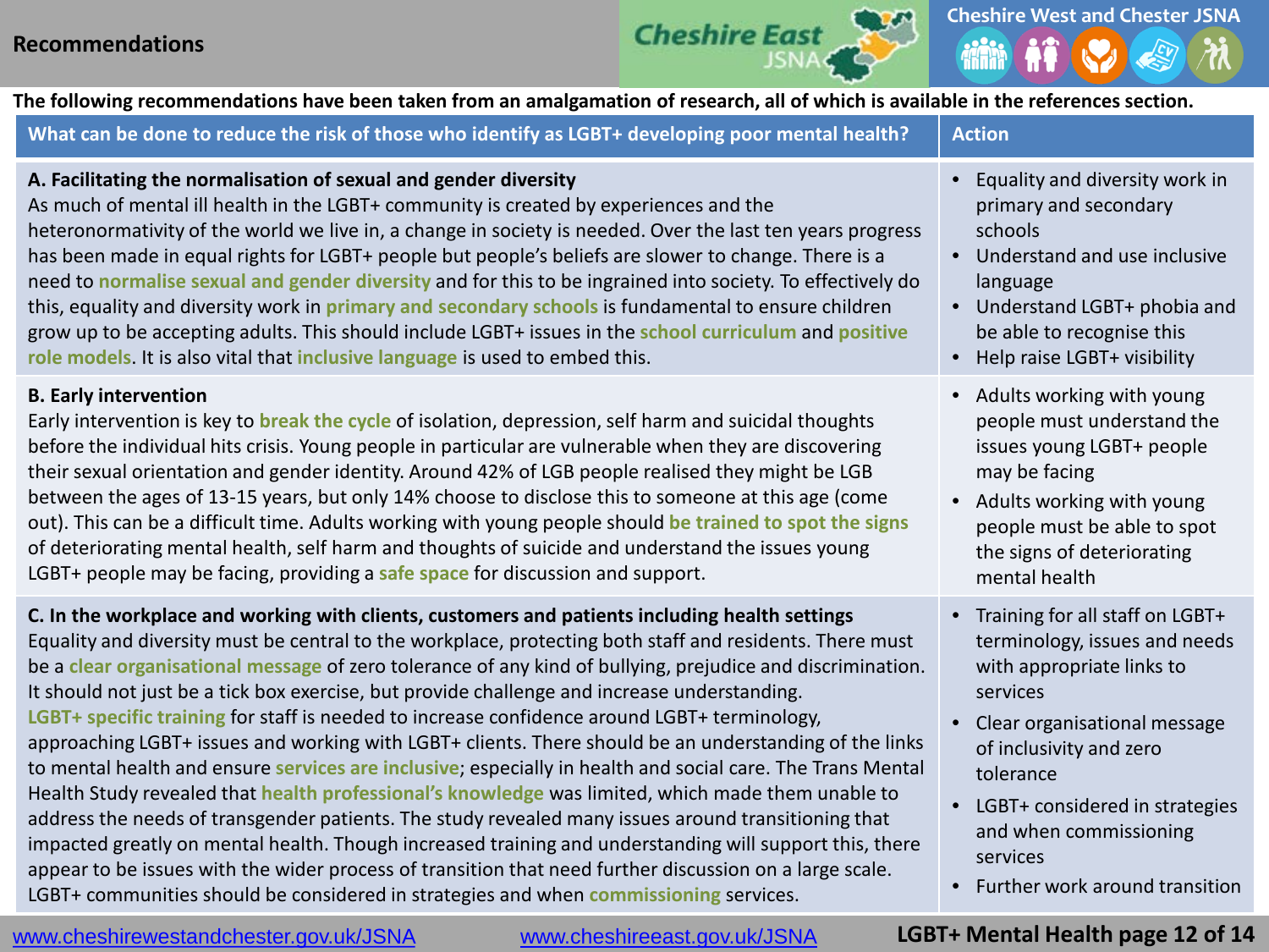# Recommendations

**The following recommendations have been taken from an amalgamation of research, all of which is available in the references section.**

| What can be done to reduce the risk of those who identify as LGBT+ developing poor mental health? | Action |
|---|---|
| **A. Facilitating the normalisation of sexual and gender diversity**<br>As much of mental ill health in the LGBT+ community is created by experiences and the heteronormativity of the world we live in, a change in society is needed. Over the last ten years progress has been made in equal rights for LGBT+ people but people's beliefs are slower to change. There is a need to **normalise sexual and gender diversity** and for this to be ingrained into society. To effectively do this, equality and diversity work in **primary and secondary schools** is fundamental to ensure children grow up to be accepting adults. This should include LGBT+ issues in the **school curriculum** and **positive role models**. It is also vital that **inclusive language** is used to embed this. | • Equality and diversity work in primary and secondary schools<br>• Understand and use inclusive language<br>• Understand LGBT+ phobia and be able to recognise this<br>• Help raise LGBT+ visibility |
| **B. Early intervention**<br>Early intervention is key to **break the cycle** of isolation, depression, self harm and suicidal thoughts before the individual hits crisis. Young people in particular are vulnerable when they are discovering their sexual orientation and gender identity. Around 42% of LGB people realised they might be LGB between the ages of 13-15 years, but only 14% choose to disclose this to someone at this age (come out). This can be a difficult time. Adults working with young people should **be trained to spot the signs** of deteriorating mental health, self harm and thoughts of suicide and understand the issues young LGBT+ people may be facing, providing a **safe space** for discussion and support. | • Adults working with young people must understand the issues young LGBT+ people may be facing<br>• Adults working with young people must be able to spot the signs of deteriorating mental health |
| **C. In the workplace and working with clients, customers and patients including health settings**<br>Equality and diversity must be central to the workplace, protecting both staff and residents. There must be a **clear organisational message** of zero tolerance of any kind of bullying, prejudice and discrimination. It should not just be a tick box exercise, but provide challenge and increase understanding.<br>**LGBT+ specific training** for staff is needed to increase confidence around LGBT+ terminology, approaching LGBT+ issues and working with LGBT+ clients. There should be an understanding of the links to mental health and ensure **services are inclusive**; especially in health and social care. The Trans Mental Health Study revealed that **health professional's knowledge** was limited, which made them unable to address the needs of transgender patients. The study revealed many issues around transitioning that impacted greatly on mental health. Though increased training and understanding will support this, there appear to be issues with the wider process of transition that need further discussion on a large scale. LGBT+ communities should be considered in strategies and when **commissioning** services. | • Training for all staff on LGBT+ terminology, issues and needs with appropriate links to services<br>• Clear organisational message of inclusivity and zero tolerance<br>• LGBT+ considered in strategies and when commissioning services<br>• Further work around transition |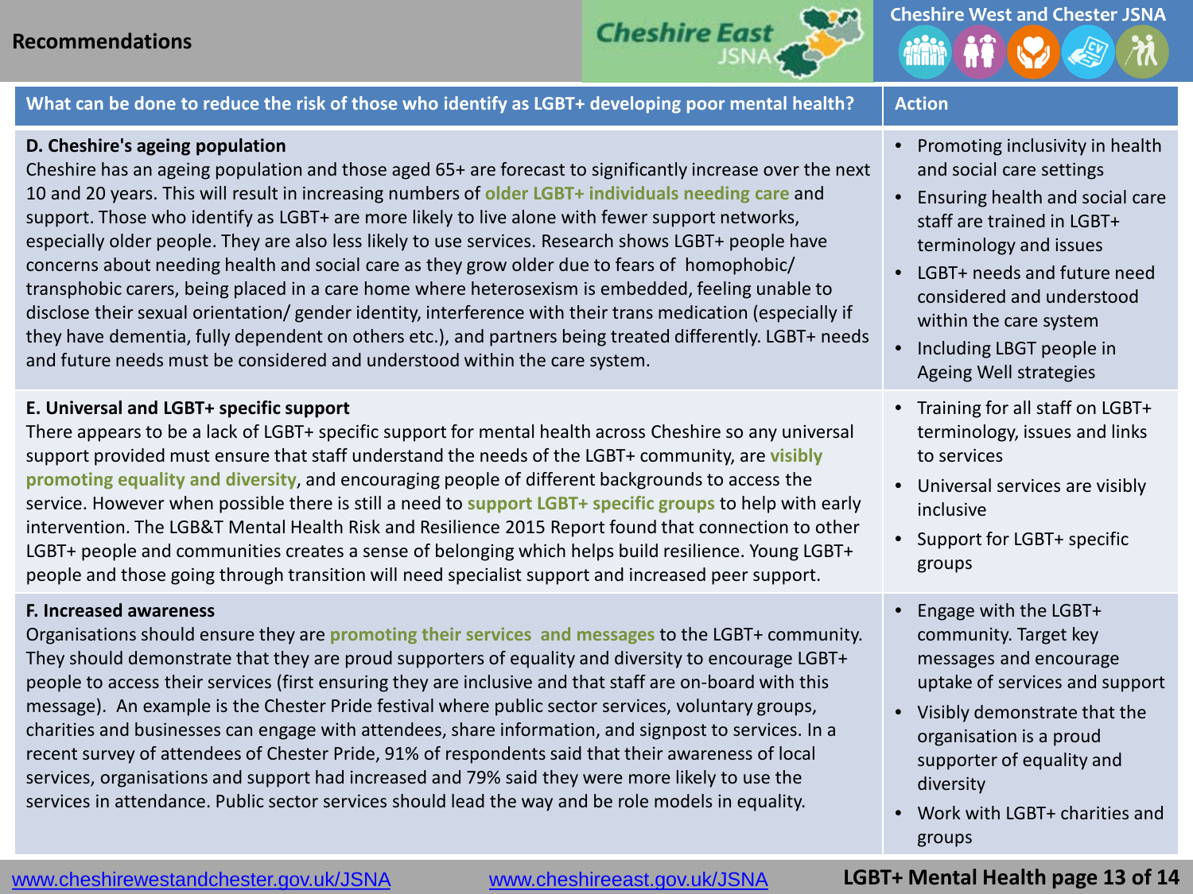## Recommendations

| What can be done to reduce the risk of those who identify as LGBT+ developing poor mental health? | Action |
| --- | --- |
| **D. Cheshire's ageing population**<br>Cheshire has an ageing population and those aged 65+ are forecast to significantly increase over the next 10 and 20 years. This will result in increasing numbers of **older LGBT+ individuals needing care** and support. Those who identify as LGBT+ are more likely to live alone with fewer support networks, especially older people. They are also less likely to use services. Research shows LGBT+ people have concerns about needing health and social care as they grow older due to fears of homophobic/ transphobic carers, being placed in a care home where heterosexism is embedded, feeling unable to disclose their sexual orientation/ gender identity, interference with their trans medication (especially if they have dementia, fully dependent on others etc.), and partners being treated differently. LGBT+ needs and future needs must be considered and understood within the care system. | • Promoting inclusivity in health and social care settings<br>• Ensuring health and social care staff are trained in LGBT+ terminology and issues<br>• LGBT+ needs and future need considered and understood within the care system<br>• Including LBGT people in Ageing Well strategies |
| **E. Universal and LGBT+ specific support**<br>There appears to be a lack of LGBT+ specific support for mental health across Cheshire so any universal support provided must ensure that staff understand the needs of the LGBT+ community, are **visibly promoting equality and diversity**, and encouraging people of different backgrounds to access the service. However when possible there is still a need to **support LGBT+ specific groups** to help with early intervention. The LGB&T Mental Health Risk and Resilience 2015 Report found that connection to other LGBT+ people and communities creates a sense of belonging which helps build resilience. Young LGBT+ people and those going through transition will need specialist support and increased peer support. | • Training for all staff on LGBT+ terminology, issues and links to services<br>• Universal services are visibly inclusive<br>• Support for LGBT+ specific groups |
| **F. Increased awareness**<br>Organisations should ensure they are **promoting their services and messages** to the LGBT+ community. They should demonstrate that they are proud supporters of equality and diversity to encourage LGBT+ people to access their services (first ensuring they are inclusive and that staff are on-board with this message). An example is the Chester Pride festival where public sector services, voluntary groups, charities and businesses can engage with attendees, share information, and signpost to services. In a recent survey of attendees of Chester Pride, 91% of respondents said that their awareness of local services, organisations and support had increased and 79% said they were more likely to use the services in attendance. Public sector services should lead the way and be role models in equality. | • Engage with the LGBT+ community. Target key messages and encourage uptake of services and support<br>• Visibly demonstrate that the organisation is a proud supporter of equality and diversity<br>• Work with LGBT+ charities and groups |

www.cheshirewestandchester.gov.uk/JSNA www.cheshireeast.gov.uk/JSNA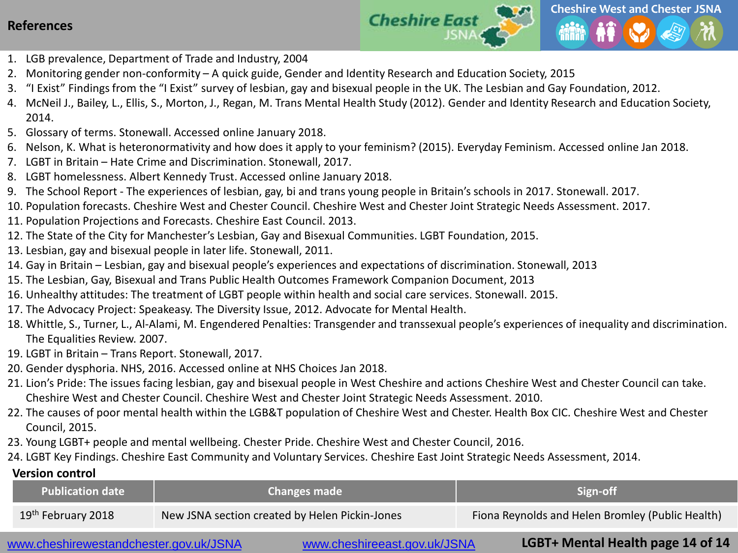## References

1. LGB prevalence, Department of Trade and Industry, 2004
2. Monitoring gender non-conformity – A quick guide, Gender and Identity Research and Education Society, 2015
3. "I Exist" Findings from the "I Exist" survey of lesbian, gay and bisexual people in the UK. The Lesbian and Gay Foundation, 2012.
4. McNeil J., Bailey, L., Ellis, S., Morton, J., Regan, M. Trans Mental Health Study (2012). Gender and Identity Research and Education Society, 2014.
5. Glossary of terms. Stonewall. Accessed online January 2018.
6. Nelson, K. What is heteronormativity and how does it apply to your feminism? (2015). Everyday Feminism. Accessed online Jan 2018.
7. LGBT in Britain – Hate Crime and Discrimination. Stonewall, 2017.
8. LGBT homelessness. Albert Kennedy Trust. Accessed online January 2018.
9. The School Report - The experiences of lesbian, gay, bi and trans young people in Britain's schools in 2017. Stonewall. 2017.
10. Population forecasts. Cheshire West and Chester Council. Cheshire West and Chester Joint Strategic Needs Assessment. 2017.
11. Population Projections and Forecasts. Cheshire East Council. 2013.
12. The State of the City for Manchester's Lesbian, Gay and Bisexual Communities. LGBT Foundation, 2015.
13. Lesbian, gay and bisexual people in later life. Stonewall, 2011.
14. Gay in Britain – Lesbian, gay and bisexual people's experiences and expectations of discrimination. Stonewall, 2013
15. The Lesbian, Gay, Bisexual and Trans Public Health Outcomes Framework Companion Document, 2013
16. Unhealthy attitudes: The treatment of LGBT people within health and social care services. Stonewall. 2015.
17. The Advocacy Project: Speakeasy. The Diversity Issue, 2012. Advocate for Mental Health.
18. Whittle, S., Turner, L., Al-Alami, M. Engendered Penalties: Transgender and transsexual people's experiences of inequality and discrimination. The Equalities Review. 2007.
19. LGBT in Britain – Trans Report. Stonewall, 2017.
20. Gender dysphoria. NHS, 2016. Accessed online at NHS Choices Jan 2018.
21. Lion's Pride: The issues facing lesbian, gay and bisexual people in West Cheshire and actions Cheshire West and Chester Council can take. Cheshire West and Chester Council. Cheshire West and Chester Joint Strategic Needs Assessment. 2010.
22. The causes of poor mental health within the LGB&T population of Cheshire West and Chester. Health Box CIC. Cheshire West and Chester Council, 2015.
23. Young LGBT+ people and mental wellbeing. Chester Pride. Cheshire West and Chester Council, 2016.
24. LGBT Key Findings. Cheshire East Community and Voluntary Services. Cheshire East Joint Strategic Needs Assessment, 2014.

### Version control

| Publication date | Changes made | Sign-off |
| --- | --- | --- |
| 19th February 2018 | New JSNA section created by Helen Pickin-Jones | Fiona Reynolds and Helen Bromley (Public Health) |